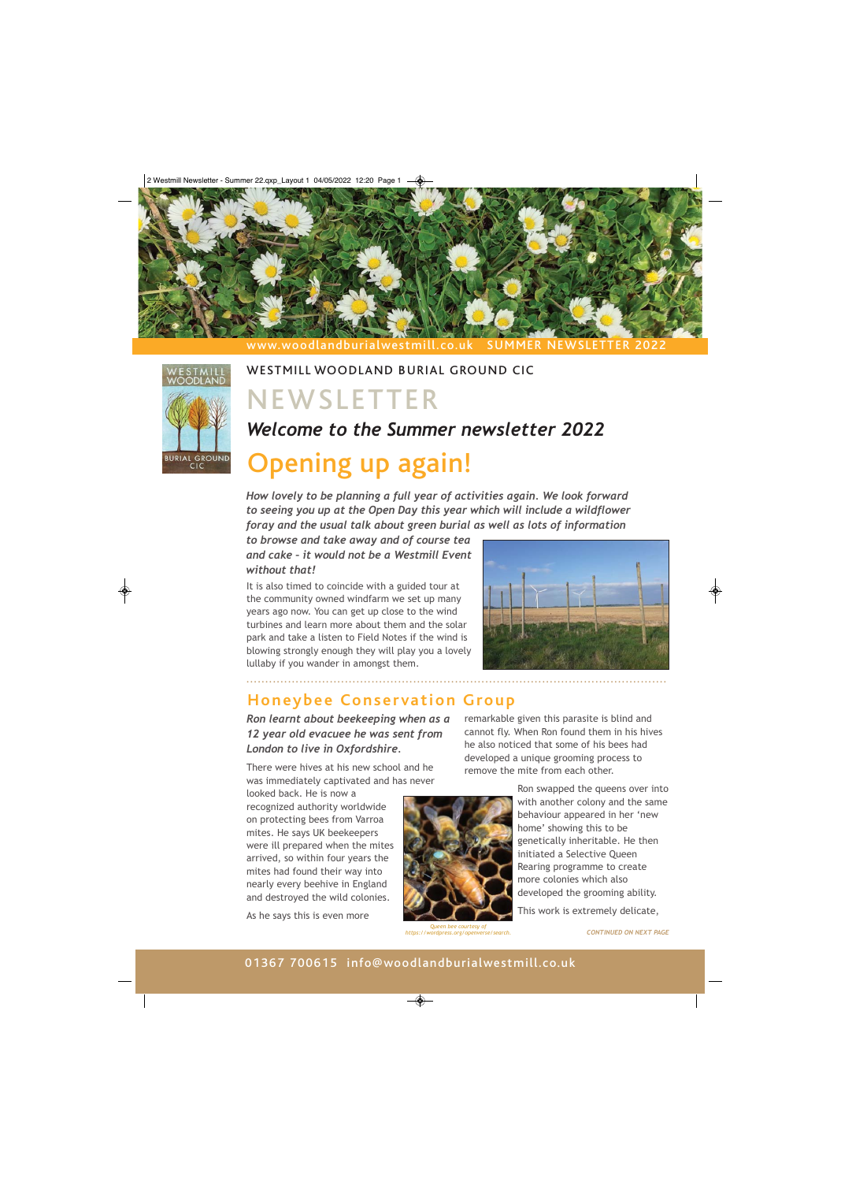www.woodlandburialwestmill.co.uk SUMMER NEWSLETTER 2022

WESTMILL WOODLAND BURIAL GROUND CIC

# NEWSLETTER

## *Welcome to the Summer newsletter 2022*

# Opening up again!

***How lovely to be planning a full year of activities again. We look forward to seeing you up at the Open Day this year which will include a wildflower foray and the usual talk about green burial as well as lots of information to browse and take away and of course tea and cake – it would not be a Westmill Event without that!***

It is also timed to coincide with a guided tour at the community owned windfarm we set up many years ago now. You can get up close to the wind turbines and learn more about them and the solar park and take a listen to Field Notes if the wind is blowing strongly enough they will play you a lovely lullaby if you wander in amongst them.

## Honeybee Conservation Group

***Ron learnt about beekeeping when as a 12 year old evacuee he was sent from London to live in Oxfordshire.***

There were hives at his new school and he was immediately captivated and has never looked back. He is now a recognized authority worldwide on protecting bees from Varroa mites. He says UK beekeepers were ill prepared when the mites arrived, so within four years the mites had found their way into nearly every beehive in England and destroyed the wild colonies.

As he says this is even more remarkable given this parasite is blind and cannot fly. When Ron found them in his hives he also noticed that some of his bees had developed a unique grooming process to remove the mite from each other.

*Queen bee courtesy of https://wordpress.org/openverse/search.*

Ron swapped the queens over into with another colony and the same behaviour appeared in her 'new home' showing this to be genetically inheritable. He then initiated a Selective Queen Rearing programme to create more colonies which also developed the grooming ability.

This work is extremely delicate,

*CONTINUED ON NEXT PAGE*

01367 700615 info@woodlandburialwestmill.co.uk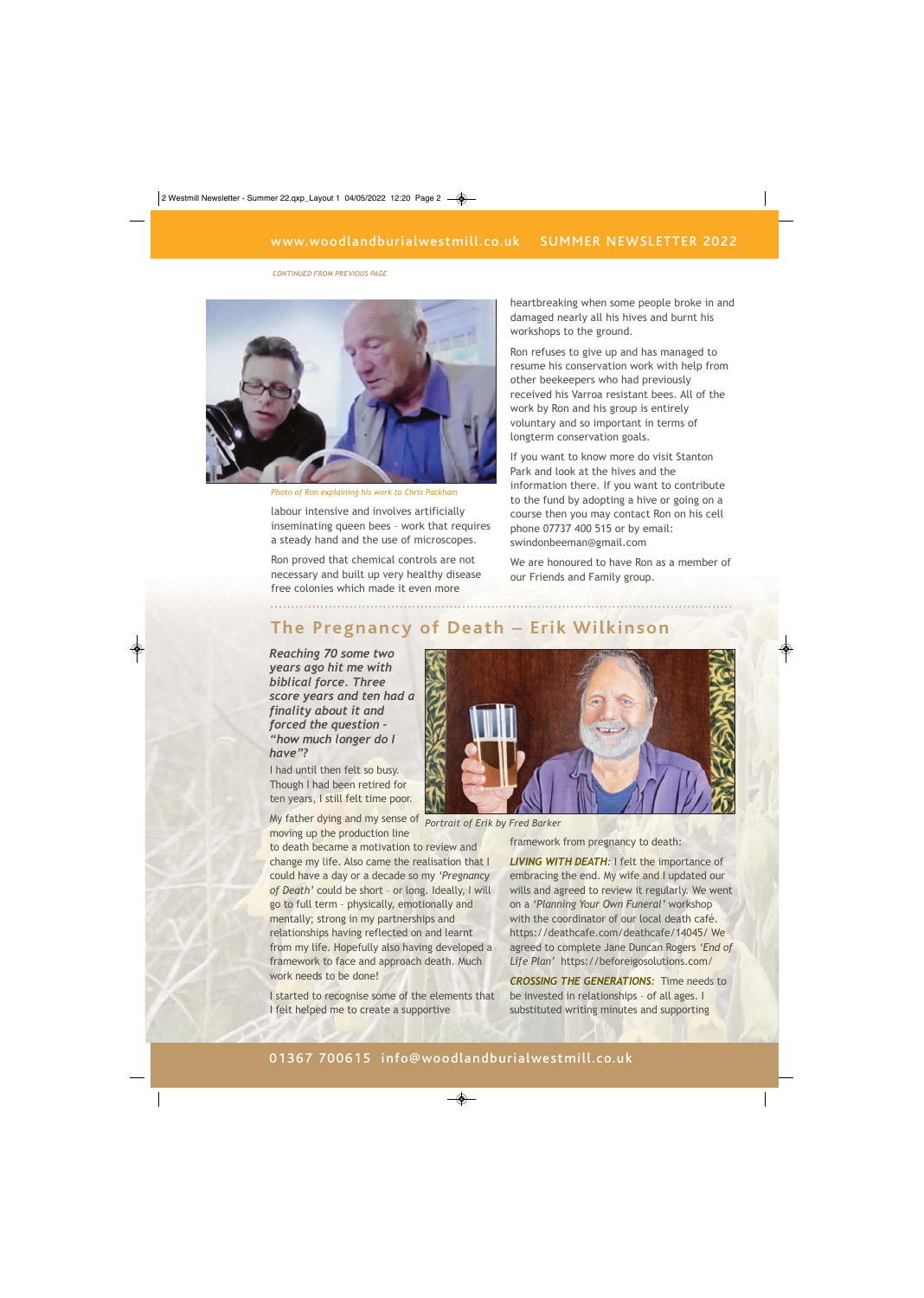*CONTINUED FROM PREVIOUS PAGE*

*Photo of Ron explaining his work to Chris Packham*

labour intensive and involves artificially inseminating queen bees – work that requires a steady hand and the use of microscopes.

Ron proved that chemical controls are not necessary and built up very healthy disease free colonies which made it even more heartbreaking when some people broke in and damaged nearly all his hives and burnt his workshops to the ground.

Ron refuses to give up and has managed to resume his conservation work with help from other beekeepers who had previously received his Varroa resistant bees. All of the work by Ron and his group is entirely voluntary and so important in terms of longterm conservation goals.

If you want to know more do visit Stanton Park and look at the hives and the information there. If you want to contribute to the fund by adopting a hive or going on a course then you may contact Ron on his cell phone 07737 400 515 or by email: swindonbeeman@gmail.com

We are honoured to have Ron as a member of our Friends and Family group.

## The Pregnancy of Death – Erik Wilkinson

***Reaching 70 some two years ago hit me with biblical force. Three score years and ten had a finality about it and forced the question – "how much longer do I have"?***

*Portrait of Erik by Fred Barker*

I had until then felt so busy. Though I had been retired for ten years, I still felt time poor.

My father dying and my sense of moving up the production line to death became a motivation to review and change my life. Also came the realisation that I could have a day or a decade so my *'Pregnancy of Death'* could be short – or long. Ideally, I will go to full term – physically, emotionally and mentally; strong in my partnerships and relationships having reflected on and learnt from my life. Hopefully also having developed a framework to face and approach death. Much work needs to be done!

I started to recognise some of the elements that I felt helped me to create a supportive framework from pregnancy to death:

***LIVING WITH DEATH:*** I felt the importance of embracing the end. My wife and I updated our wills and agreed to review it regularly. We went on a *'Planning Your Own Funeral'* workshop with the coordinator of our local death café. https://deathcafe.com/deathcafe/14045/ We agreed to complete Jane Duncan Rogers *'End of Life Plan'* https://beforeigosolutions.com/

***CROSSING THE GENERATIONS:*** Time needs to be invested in relationships – of all ages. I substituted writing minutes and supporting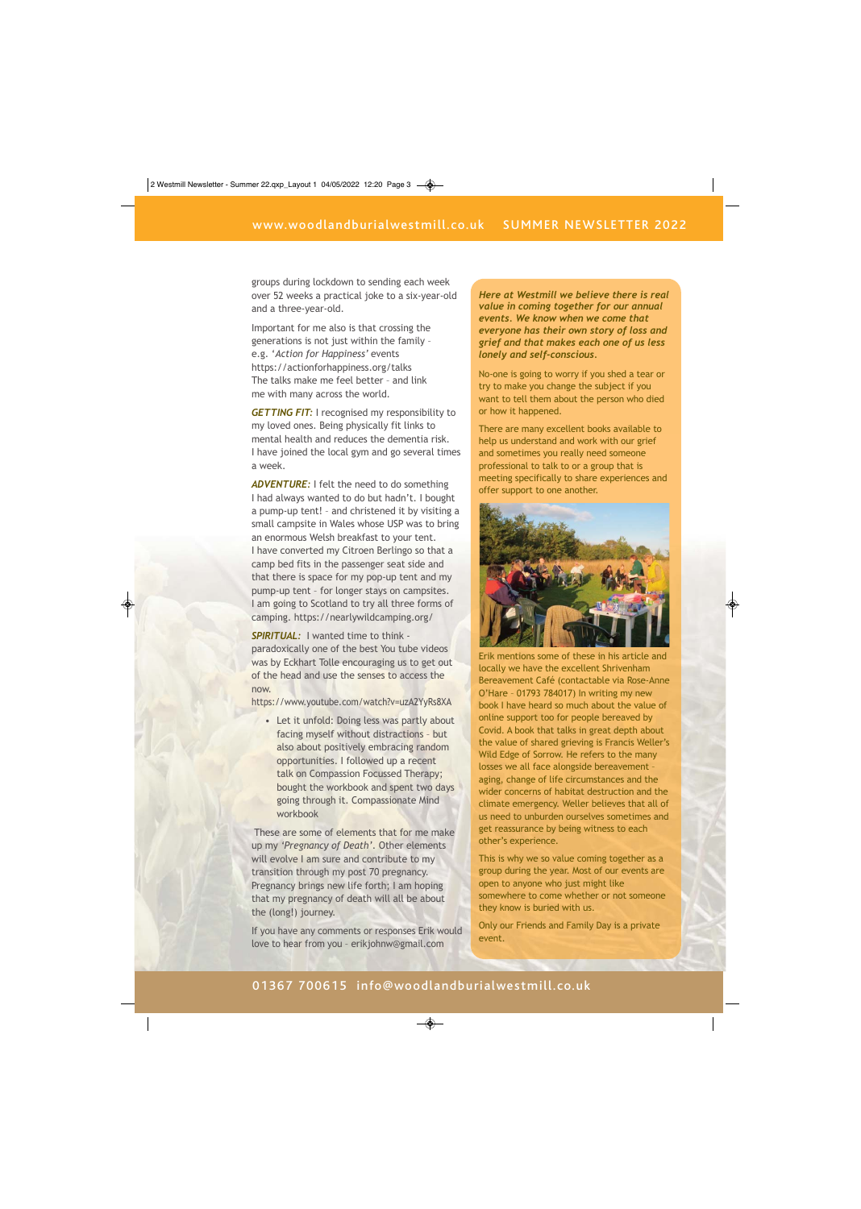groups during lockdown to sending each week over 52 weeks a practical joke to a six-year-old and a three-year-old.

Important for me also is that crossing the generations is not just within the family – e.g. '*Action for Happiness*' events https://actionforhappiness.org/talks The talks make me feel better – and link me with many across the world.

***GETTING FIT:*** I recognised my responsibility to my loved ones. Being physically fit links to mental health and reduces the dementia risk. I have joined the local gym and go several times a week.

***ADVENTURE:*** I felt the need to do something I had always wanted to do but hadn't. I bought a pump-up tent! – and christened it by visiting a small campsite in Wales whose USP was to bring an enormous Welsh breakfast to your tent. I have converted my Citroen Berlingo so that a camp bed fits in the passenger seat side and that there is space for my pop-up tent and my pump-up tent – for longer stays on campsites. I am going to Scotland to try all three forms of camping. https://nearlywildcamping.org/

***SPIRITUAL:*** I wanted time to think - paradoxically one of the best You tube videos was by Eckhart Tolle encouraging us to get out of the head and use the senses to access the now.
https://www.youtube.com/watch?v=uzA2YyRs8XA

- Let it unfold: Doing less was partly about facing myself without distractions – but also about positively embracing random opportunities. I followed up a recent talk on Compassion Focussed Therapy; bought the workbook and spent two days going through it. Compassionate Mind workbook

These are some of elements that for me make up my '*Pregnancy of Death*'. Other elements will evolve I am sure and contribute to my transition through my post 70 pregnancy. Pregnancy brings new life forth; I am hoping that my pregnancy of death will all be about the (long!) journey.

If you have any comments or responses Erik would love to hear from you – erikjohnw@gmail.com

***Here at Westmill we believe there is real value in coming together for our annual events. We know when we come that everyone has their own story of loss and grief and that makes each one of us less lonely and self-conscious.***

No-one is going to worry if you shed a tear or try to make you change the subject if you want to tell them about the person who died or how it happened.

There are many excellent books available to help us understand and work with our grief and sometimes you really need someone professional to talk to or a group that is meeting specifically to share experiences and offer support to one another.

Erik mentions some of these in his article and locally we have the excellent Shrivenham Bereavement Café (contactable via Rose-Anne O'Hare – 01793 784017) In writing my new book I have heard so much about the value of online support too for people bereaved by Covid. A book that talks in great depth about the value of shared grieving is Francis Weller's Wild Edge of Sorrow. He refers to the many losses we all face alongside bereavement - aging, change of life circumstances and the wider concerns of habitat destruction and the climate emergency. Weller believes that all of us need to unburden ourselves sometimes and get reassurance by being witness to each other's experience.

This is why we so value coming together as a group during the year. Most of our events are open to anyone who just might like somewhere to come whether or not someone they know is buried with us.

Only our Friends and Family Day is a private event.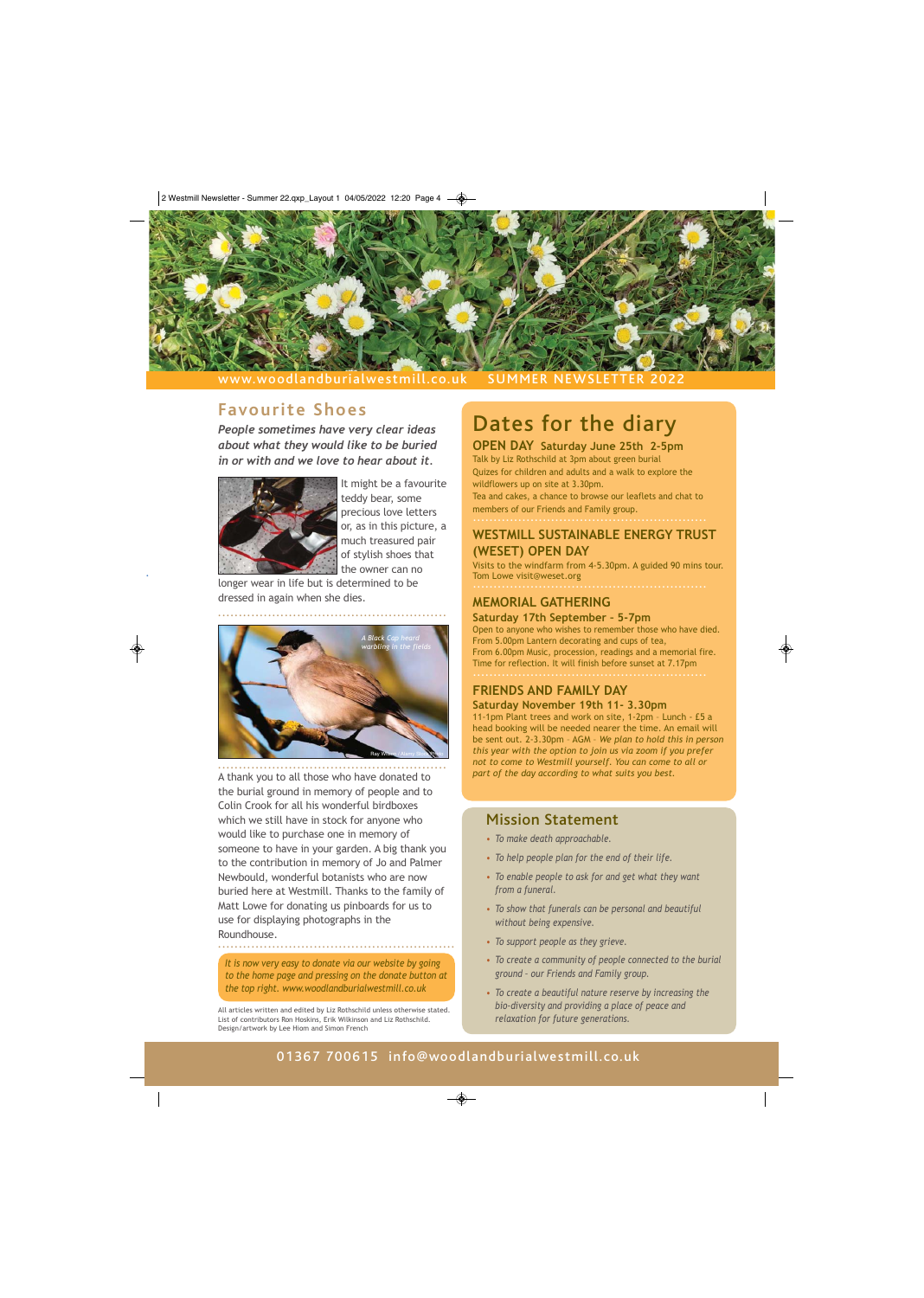www.woodlandburialwestmill.co.uk SUMMER NEWSLETTER 2022

## Favourite Shoes

***People sometimes have very clear ideas about what they would like to be buried in or with and we love to hear about it.***

It might be a favourite teddy bear, some precious love letters or, as in this picture, a much treasured pair of stylish shoes that the owner can no longer wear in life but is determined to be dressed in again when she dies.

*A Black Cap heard warbling in the fields*

Ray Wilson / Alamy Stock Photo

A thank you to all those who have donated to the burial ground in memory of people and to Colin Crook for all his wonderful birdboxes which we still have in stock for anyone who would like to purchase one in memory of someone to have in your garden. A big thank you to the contribution in memory of Jo and Palmer Newbould, wonderful botanists who are now buried here at Westmill. Thanks to the family of Matt Lowe for donating us pinboards for us to use for displaying photographs in the Roundhouse.

*It is now very easy to donate via our website by going to the home page and pressing on the donate button at the top right. www.woodlandburialwestmill.co.uk*

All articles written and edited by Liz Rothschild unless otherwise stated. List of contributors Ron Hoskins, Erik Wilkinson and Liz Rothschild. Design/artwork by Lee Hiom and Simon French

## Dates for the diary

### OPEN DAY Saturday June 25th 2-5pm

Talk by Liz Rothschild at 3pm about green burial
Quizes for children and adults and a walk to explore the wildflowers up on site at 3.30pm.
Tea and cakes, a chance to browse our leaflets and chat to members of our Friends and Family group.

### WESTMILL SUSTAINABLE ENERGY TRUST (WESET) OPEN DAY

Visits to the windfarm from 4-5.30pm. A guided 90 mins tour. Tom Lowe visit@weset.org

### MEMORIAL GATHERING

**Saturday 17th September - 5-7pm**

Open to anyone who wishes to remember those who have died.
From 5.00pm Lantern decorating and cups of tea,
From 6.00pm Music, procession, readings and a memorial fire.
Time for reflection. It will finish before sunset at 7.17pm

### FRIENDS AND FAMILY DAY

**Saturday November 19th 11- 3.30pm**

11-1pm Plant trees and work on site, 1-2pm – Lunch - £5 a head booking will be needed nearer the time. An email will be sent out. 2-3.30pm – AGM – *We plan to hold this in person this year with the option to join us via zoom if you prefer not to come to Westmill yourself. You can come to all or part of the day according to what suits you best.*

## Mission Statement

- *To make death approachable.*
- *To help people plan for the end of their life.*
- *To enable people to ask for and get what they want from a funeral.*
- *To show that funerals can be personal and beautiful without being expensive.*
- *To support people as they grieve.*
- *To create a community of people connected to the burial ground - our Friends and Family group.*
- *To create a beautiful nature reserve by increasing the bio-diversity and providing a place of peace and relaxation for future generations.*

01367 700615 info@woodlandburialwestmill.co.uk